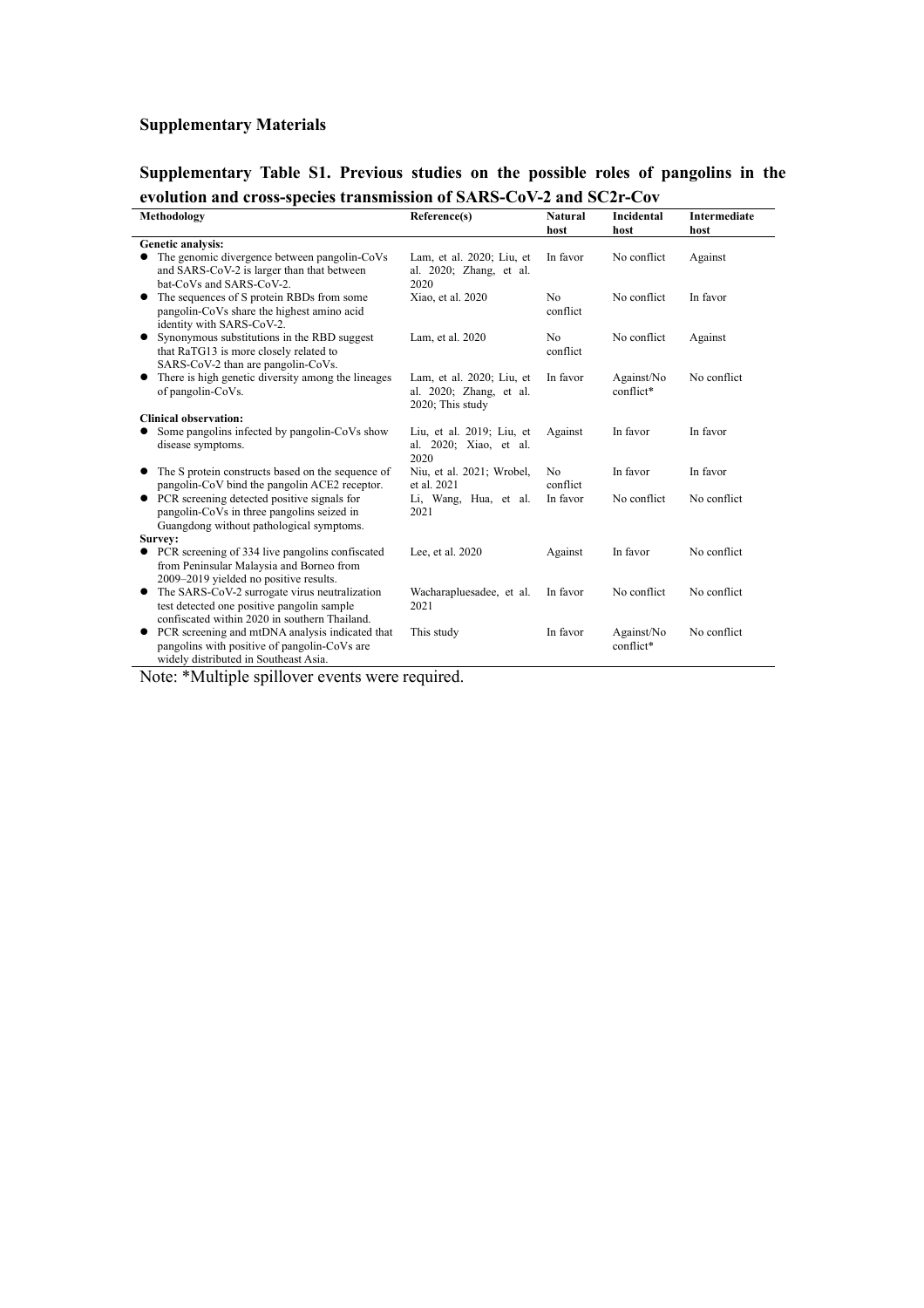## Supplementary Materials

### Supplementary Table S1. Previous studies on the possible roles of pangolins in the evolution and cross-species transmission of SARS-CoV-2 and SC2r-Cov

| Methodology | Reference(s) | Natural host | Incidental host | Intermediate host |
|---|---|---|---|---|
| **Genetic analysis:** | | | | |
| ● The genomic divergence between pangolin-CoVs and SARS-CoV-2 is larger than that between bat-CoVs and SARS-CoV-2. | Lam, et al. 2020; Liu, et al. 2020; Zhang, et al. 2020 | In favor | No conflict | Against |
| ● The sequences of S protein RBDs from some pangolin-CoVs share the highest amino acid identity with SARS-CoV-2. | Xiao, et al. 2020 | No conflict | No conflict | In favor |
| ● Synonymous substitutions in the RBD suggest that RaTG13 is more closely related to SARS-CoV-2 than are pangolin-CoVs. | Lam, et al. 2020 | No conflict | No conflict | Against |
| ● There is high genetic diversity among the lineages of pangolin-CoVs. | Lam, et al. 2020; Liu, et al. 2020; Zhang, et al. 2020; This study | In favor | Against/No conflict* | No conflict |
| **Clinical observation:** | | | | |
| ● Some pangolins infected by pangolin-CoVs show disease symptoms. | Liu, et al. 2019; Liu, et al. 2020; Xiao, et al. 2020 | Against | In favor | In favor |
| ● The S protein constructs based on the sequence of pangolin-CoV bind the pangolin ACE2 receptor. | Niu, et al. 2021; Wrobel, et al. 2021 | No conflict | In favor | In favor |
| ● PCR screening detected positive signals for pangolin-CoVs in three pangolins seized in Guangdong without pathological symptoms. | Li, Wang, Hua, et al. 2021 | In favor | No conflict | No conflict |
| **Survey:** | | | | |
| ● PCR screening of 334 live pangolins confiscated from Peninsular Malaysia and Borneo from 2009–2019 yielded no positive results. | Lee, et al. 2020 | Against | In favor | No conflict |
| ● The SARS-CoV-2 surrogate virus neutralization test detected one positive pangolin sample confiscated within 2020 in southern Thailand. | Wacharapluesadee, et al. 2021 | In favor | No conflict | No conflict |
| ● PCR screening and mtDNA analysis indicated that pangolins with positive of pangolin-CoVs are widely distributed in Southeast Asia. | This study | In favor | Against/No conflict* | No conflict |

Note: *Multiple spillover events were required.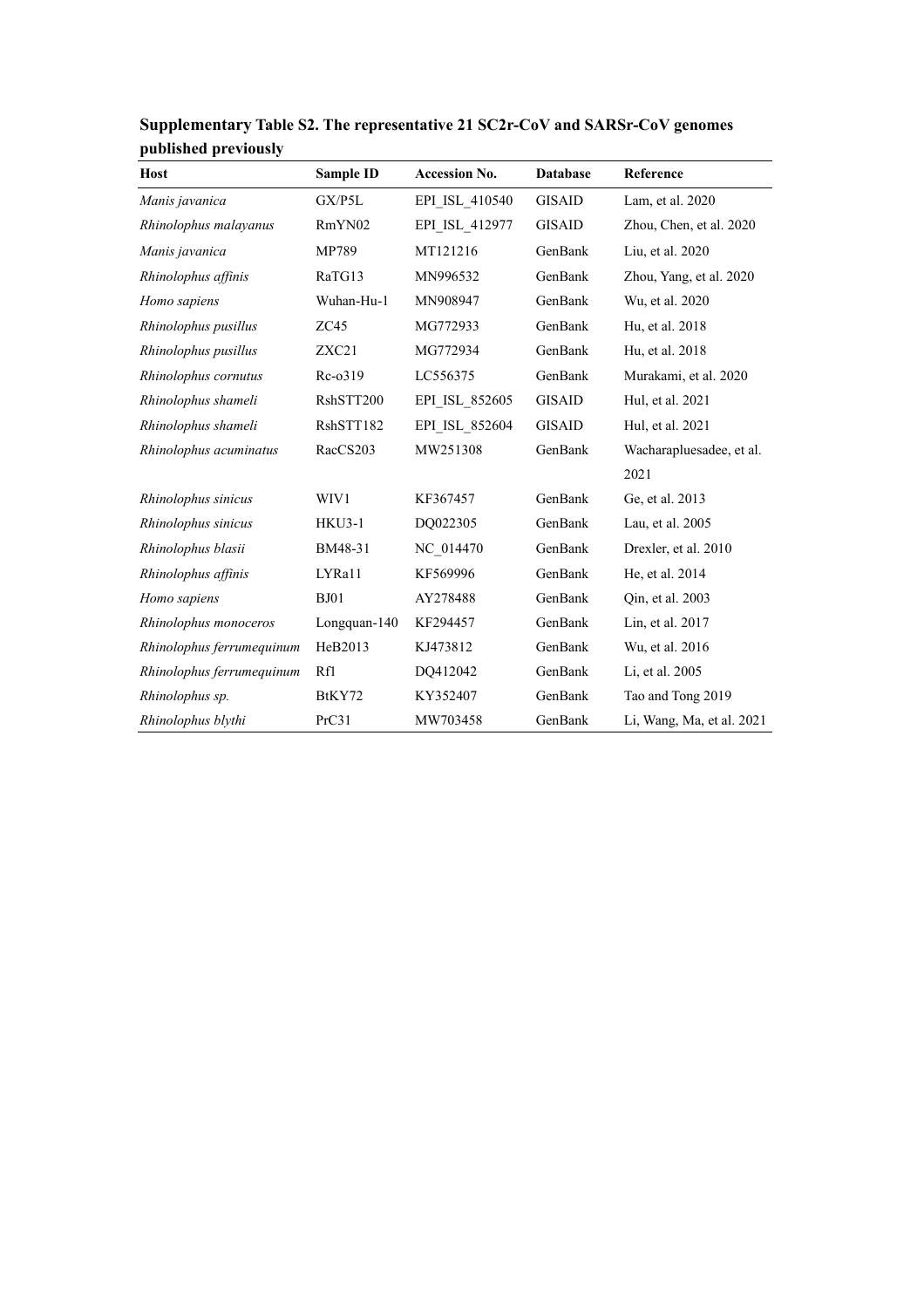**Supplementary Table S2. The representative 21 SC2r-CoV and SARSr-CoV genomes published previously**

| Host | Sample ID | Accession No. | Database | Reference |
|---|---|---|---|---|
| *Manis javanica* | GX/P5L | EPI_ISL_410540 | GISAID | Lam, et al. 2020 |
| *Rhinolophus malayanus* | RmYN02 | EPI_ISL_412977 | GISAID | Zhou, Chen, et al. 2020 |
| *Manis javanica* | MP789 | MT121216 | GenBank | Liu, et al. 2020 |
| *Rhinolophus affinis* | RaTG13 | MN996532 | GenBank | Zhou, Yang, et al. 2020 |
| *Homo sapiens* | Wuhan-Hu-1 | MN908947 | GenBank | Wu, et al. 2020 |
| *Rhinolophus pusillus* | ZC45 | MG772933 | GenBank | Hu, et al. 2018 |
| *Rhinolophus pusillus* | ZXC21 | MG772934 | GenBank | Hu, et al. 2018 |
| *Rhinolophus cornutus* | Rc-o319 | LC556375 | GenBank | Murakami, et al. 2020 |
| *Rhinolophus shameli* | RshSTT200 | EPI_ISL_852605 | GISAID | Hul, et al. 2021 |
| *Rhinolophus shameli* | RshSTT182 | EPI_ISL_852604 | GISAID | Hul, et al. 2021 |
| *Rhinolophus acuminatus* | RacCS203 | MW251308 | GenBank | Wacharapluesadee, et al. 2021 |
| *Rhinolophus sinicus* | WIV1 | KF367457 | GenBank | Ge, et al. 2013 |
| *Rhinolophus sinicus* | HKU3-1 | DQ022305 | GenBank | Lau, et al. 2005 |
| *Rhinolophus blasii* | BM48-31 | NC_014470 | GenBank | Drexler, et al. 2010 |
| *Rhinolophus affinis* | LYRa11 | KF569996 | GenBank | He, et al. 2014 |
| *Homo sapiens* | BJ01 | AY278488 | GenBank | Qin, et al. 2003 |
| *Rhinolophus monoceros* | Longquan-140 | KF294457 | GenBank | Lin, et al. 2017 |
| *Rhinolophus ferrumequinum* | HeB2013 | KJ473812 | GenBank | Wu, et al. 2016 |
| *Rhinolophus ferrumequinum* | Rf1 | DQ412042 | GenBank | Li, et al. 2005 |
| *Rhinolophus sp.* | BtKY72 | KY352407 | GenBank | Tao and Tong 2019 |
| *Rhinolophus blythi* | PrC31 | MW703458 | GenBank | Li, Wang, Ma, et al. 2021 |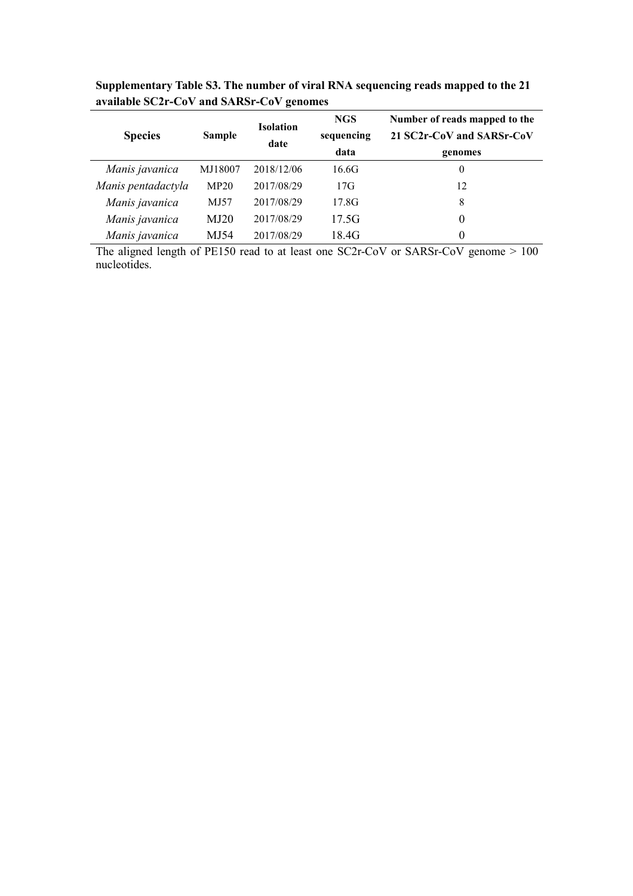**Supplementary Table S3. The number of viral RNA sequencing reads mapped to the 21 available SC2r-CoV and SARSr-CoV genomes**

| Species | Sample | Isolation date | NGS sequencing data | Number of reads mapped to the 21 SC2r-CoV and SARSr-CoV genomes |
|---|---|---|---|---|
| *Manis javanica* | MJ18007 | 2018/12/06 | 16.6G | 0 |
| *Manis pentadactyla* | MP20 | 2017/08/29 | 17G | 12 |
| *Manis javanica* | MJ57 | 2017/08/29 | 17.8G | 8 |
| *Manis javanica* | MJ20 | 2017/08/29 | 17.5G | 0 |
| *Manis javanica* | MJ54 | 2017/08/29 | 18.4G | 0 |

The aligned length of PE150 read to at least one SC2r-CoV or SARSr-CoV genome > 100 nucleotides.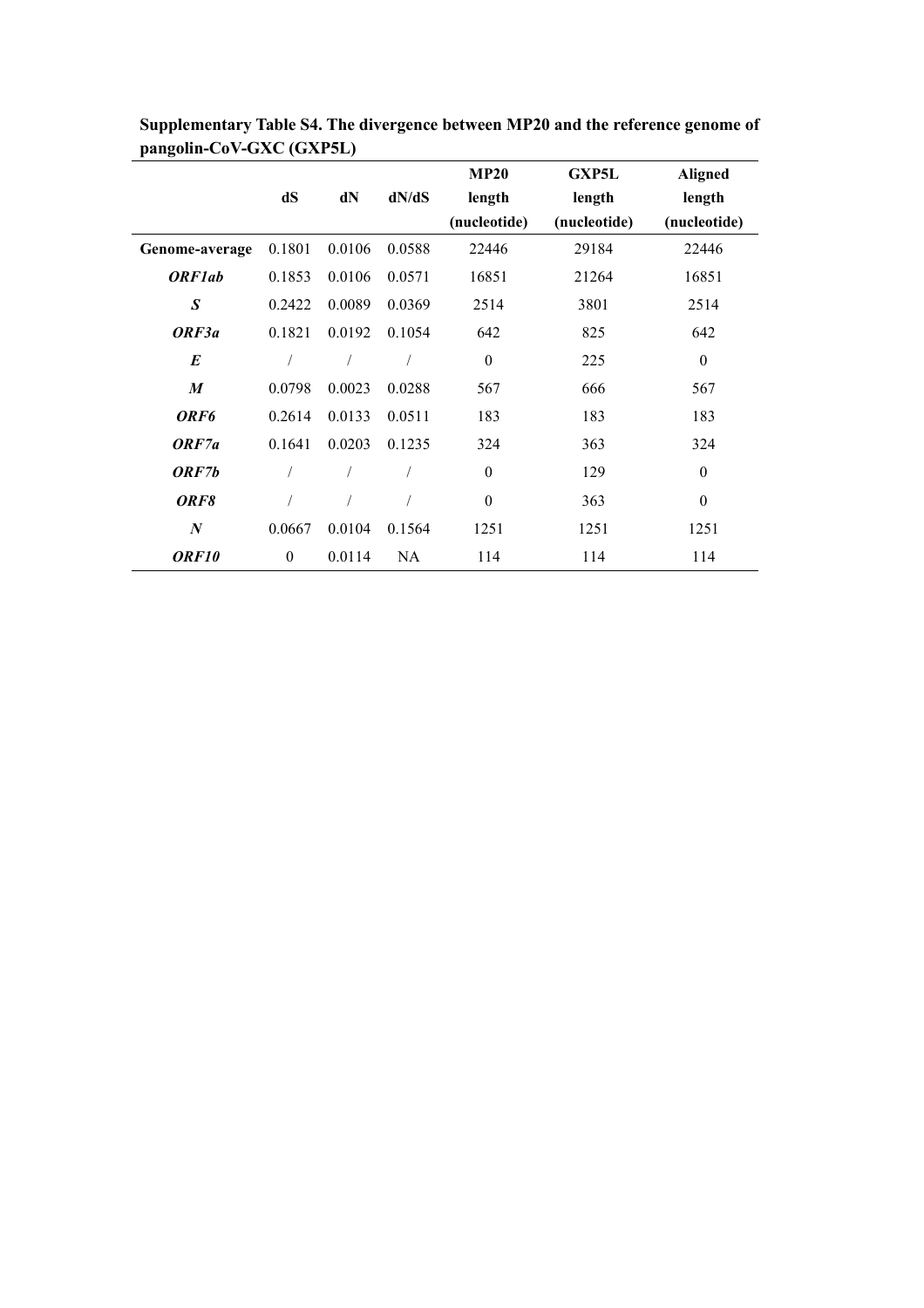**Supplementary Table S4. The divergence between MP20 and the reference genome of pangolin-CoV-GXC (GXP5L)**

| | dS | dN | dN/dS | MP20 length (nucleotide) | GXP5L length (nucleotide) | Aligned length (nucleotide) |
|---|---|---|---|---|---|---|
| **Genome-average** | 0.1801 | 0.0106 | 0.0588 | 22446 | 29184 | 22446 |
| ***ORF1ab*** | 0.1853 | 0.0106 | 0.0571 | 16851 | 21264 | 16851 |
| ***S*** | 0.2422 | 0.0089 | 0.0369 | 2514 | 3801 | 2514 |
| ***ORF3a*** | 0.1821 | 0.0192 | 0.1054 | 642 | 825 | 642 |
| ***E*** | / | / | / | 0 | 225 | 0 |
| ***M*** | 0.0798 | 0.0023 | 0.0288 | 567 | 666 | 567 |
| ***ORF6*** | 0.2614 | 0.0133 | 0.0511 | 183 | 183 | 183 |
| ***ORF7a*** | 0.1641 | 0.0203 | 0.1235 | 324 | 363 | 324 |
| ***ORF7b*** | / | / | / | 0 | 129 | 0 |
| ***ORF8*** | / | / | / | 0 | 363 | 0 |
| ***N*** | 0.0667 | 0.0104 | 0.1564 | 1251 | 1251 | 1251 |
| ***ORF10*** | 0 | 0.0114 | NA | 114 | 114 | 114 |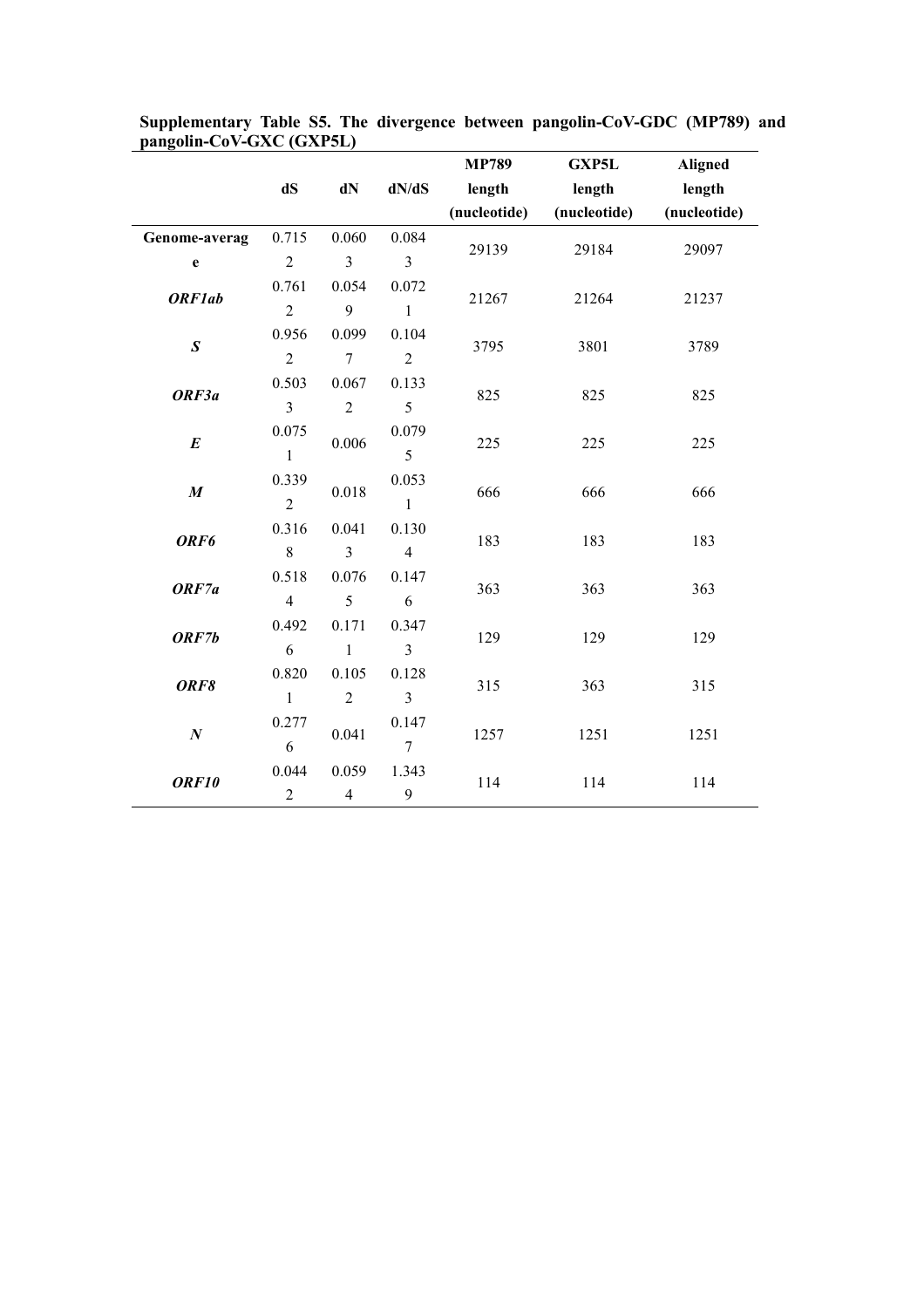**Supplementary Table S5. The divergence between pangolin-CoV-GDC (MP789) and pangolin-CoV-GXC (GXP5L)**

|  | dS | dN | dN/dS | MP789 length (nucleotide) | GXP5L length (nucleotide) | Aligned length (nucleotide) |
|---|---|---|---|---|---|---|
| **Genome-average** | 0.7152 | 0.0603 | 0.0843 | 29139 | 29184 | 29097 |
| ***ORF1ab*** | 0.7612 | 0.0549 | 0.0721 | 21267 | 21264 | 21237 |
| ***S*** | 0.9562 | 0.0997 | 0.1042 | 3795 | 3801 | 3789 |
| ***ORF3a*** | 0.5033 | 0.0672 | 0.1335 | 825 | 825 | 825 |
| ***E*** | 0.0751 | 0.006 | 0.0795 | 225 | 225 | 225 |
| ***M*** | 0.3392 | 0.018 | 0.0531 | 666 | 666 | 666 |
| ***ORF6*** | 0.3168 | 0.0413 | 0.1304 | 183 | 183 | 183 |
| ***ORF7a*** | 0.5184 | 0.0765 | 0.1476 | 363 | 363 | 363 |
| ***ORF7b*** | 0.4926 | 0.1711 | 0.3473 | 129 | 129 | 129 |
| ***ORF8*** | 0.8201 | 0.1052 | 0.1283 | 315 | 363 | 315 |
| ***N*** | 0.2776 | 0.041 | 0.1477 | 1257 | 1251 | 1251 |
| ***ORF10*** | 0.0442 | 0.0594 | 1.3439 | 114 | 114 | 114 |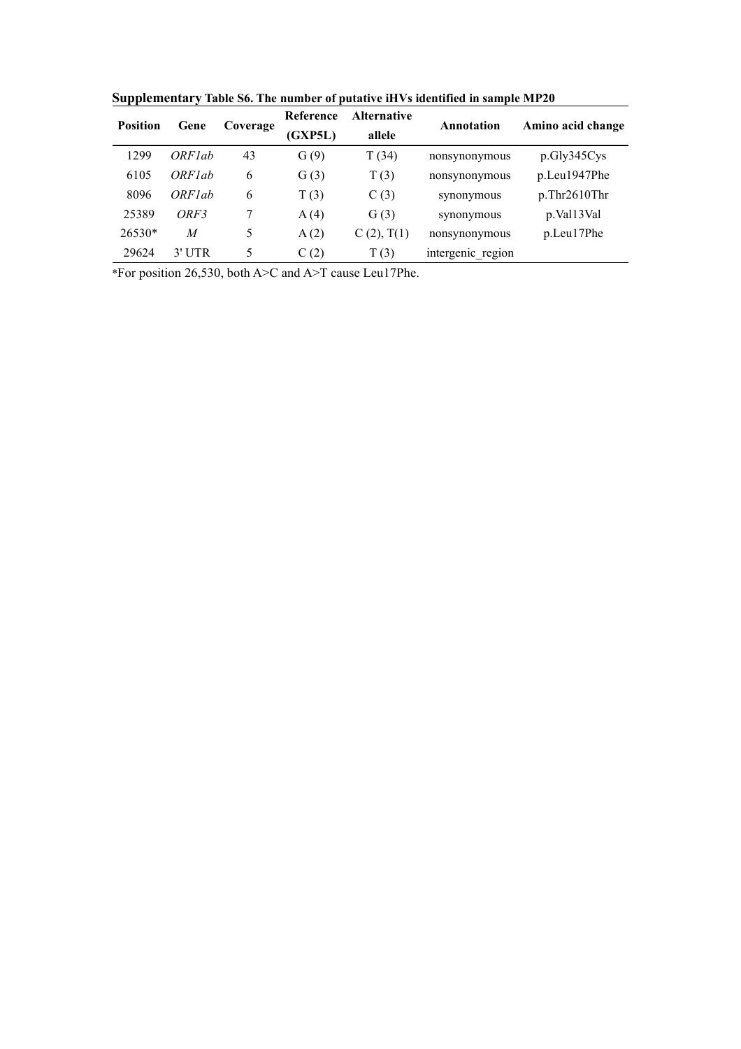**Supplementary Table S6. The number of putative iHVs identified in sample MP20**

| Position | Gene | Coverage | Reference (GXP5L) | Alternative allele | Annotation | Amino acid change |
|---|---|---|---|---|---|---|
| 1299 | *ORF1ab* | 43 | G (9) | T (34) | nonsynonymous | p.Gly345Cys |
| 6105 | *ORF1ab* | 6 | G (3) | T (3) | nonsynonymous | p.Leu1947Phe |
| 8096 | *ORF1ab* | 6 | T (3) | C (3) | synonymous | p.Thr2610Thr |
| 25389 | *ORF3* | 7 | A (4) | G (3) | synonymous | p.Val13Val |
| 26530* | *M* | 5 | A (2) | C (2), T(1) | nonsynonymous | p.Leu17Phe |
| 29624 | 3' UTR | 5 | C (2) | T (3) | intergenic_region | |

*For position 26,530, both A>C and A>T cause Leu17Phe.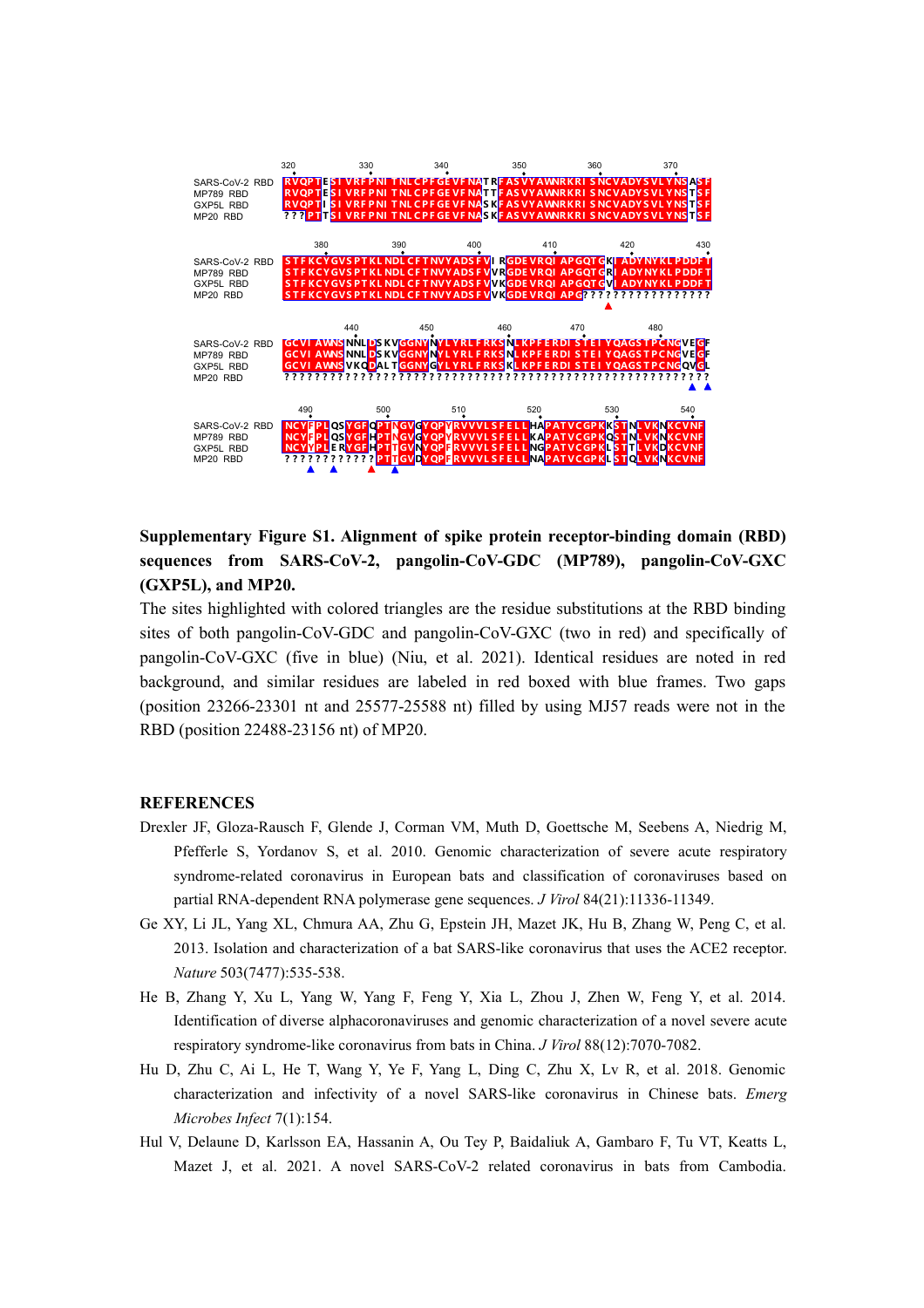```
               320       330       340       350       360       370
SARS-CoV-2 RBD RVQPTESIVRFPNITNLCPFGEVFNATRFASVYAWNRKRISNCVADYSVLYNSASF
MP789 RBD      RVQPTESIVRFPNITNLCPFGEVFNATTFASVYAWNRKRISNCVADYSVLYNSTSF
GXP5L RBD      RVQPTISIVRFPNITNLCPFGEVFNASKFASVYAWNRKRISNCVADYSVLYNSTSF
MP20 RBD       ???PTTSIVRFPNITNLCPFGEVFNASKFASVYAWNRKRISNCVADYSVLYNSTSF

               380       390       400       410       420       430
SARS-CoV-2 RBD STFKCYGVSPTKLNDLCFTNVYADSFVIRGDEVRQIAPGQTGKIADYNYKLPDDFT
MP789 RBD      STFKCYGVSPTKLNDLCFTNVYADSFVVRGDEVRQIAPGQTGRIADYNYKLPDDFT
GXP5L RBD      STFKCYGVSPTKLNDLCFTNVYADSFVVKGDEVRQIAPGQTGVIADYNYKLPDDFT
MP20 RBD       STFKCYGVSPTKLNDLCFTNVYADSFVVKGDEVRQIAPG?????????????????

               440       450       460       470       480
SARS-CoV-2 RBD GCVIAWNSNNLDSKVGGNYNYLYRLFRKSNLKPFERDISTEIYQAGSTPCNGVEGF
MP789 RBD      GCVIAWNSNNLDSKVGGNYNYLYRLFRKSNLKPFERDISTEIYQAGSTPCNGVEGF
GXP5L RBD      GCVIAWNSVKQDALTGGNYGYLYRLFRKSKLKPFERDISTEIYQAGSTPCNGQVGL
MP20 RBD       ????????????????????????????????????????????????????????

               490       500       510       520       530       540
SARS-CoV-2 RBD NCYFPLQSYGFQPTNGVGYQPYRVVVLSFELLHAPATVCGPKKSTNLVKNKCVNF
MP789 RBD      NCYFPLQSYGFHPTNGVGYQPYRVVVLSFELLKAPATVCGPKQSTNLVKNKCVNF
GXP5L RBD      NCYYPLERYGFHPTTGVNYQPFRVVVLSFELLNGPATVCGPKLSTTLVKDKCVNF
MP20 RBD       ???????????PTTGVDYQPFRVVVLSFELLNAPATVCGPKLSTQLVKNKCVNF
```

**Supplementary Figure S1. Alignment of spike protein receptor-binding domain (RBD) sequences from SARS-CoV-2, pangolin-CoV-GDC (MP789), pangolin-CoV-GXC (GXP5L), and MP20.**
The sites highlighted with colored triangles are the residue substitutions at the RBD binding sites of both pangolin-CoV-GDC and pangolin-CoV-GXC (two in red) and specifically of pangolin-CoV-GXC (five in blue) (Niu, et al. 2021). Identical residues are noted in red background, and similar residues are labeled in red boxed with blue frames. Two gaps (position 23266-23301 nt and 25577-25588 nt) filled by using MJ57 reads were not in the RBD (position 22488-23156 nt) of MP20.

## REFERENCES

Drexler JF, Gloza-Rausch F, Glende J, Corman VM, Muth D, Goettsche M, Seebens A, Niedrig M, Pfefferle S, Yordanov S, et al. 2010. Genomic characterization of severe acute respiratory syndrome-related coronavirus in European bats and classification of coronaviruses based on partial RNA-dependent RNA polymerase gene sequences. *J Virol* 84(21):11336-11349.

Ge XY, Li JL, Yang XL, Chmura AA, Zhu G, Epstein JH, Mazet JK, Hu B, Zhang W, Peng C, et al. 2013. Isolation and characterization of a bat SARS-like coronavirus that uses the ACE2 receptor. *Nature* 503(7477):535-538.

He B, Zhang Y, Xu L, Yang W, Yang F, Feng Y, Xia L, Zhou J, Zhen W, Feng Y, et al. 2014. Identification of diverse alphacoronaviruses and genomic characterization of a novel severe acute respiratory syndrome-like coronavirus from bats in China. *J Virol* 88(12):7070-7082.

Hu D, Zhu C, Ai L, He T, Wang Y, Ye F, Yang L, Ding C, Zhu X, Lv R, et al. 2018. Genomic characterization and infectivity of a novel SARS-like coronavirus in Chinese bats. *Emerg Microbes Infect* 7(1):154.

Hul V, Delaune D, Karlsson EA, Hassanin A, Ou Tey P, Baidaliuk A, Gambaro F, Tu VT, Keatts L, Mazet J, et al. 2021. A novel SARS-CoV-2 related coronavirus in bats from Cambodia.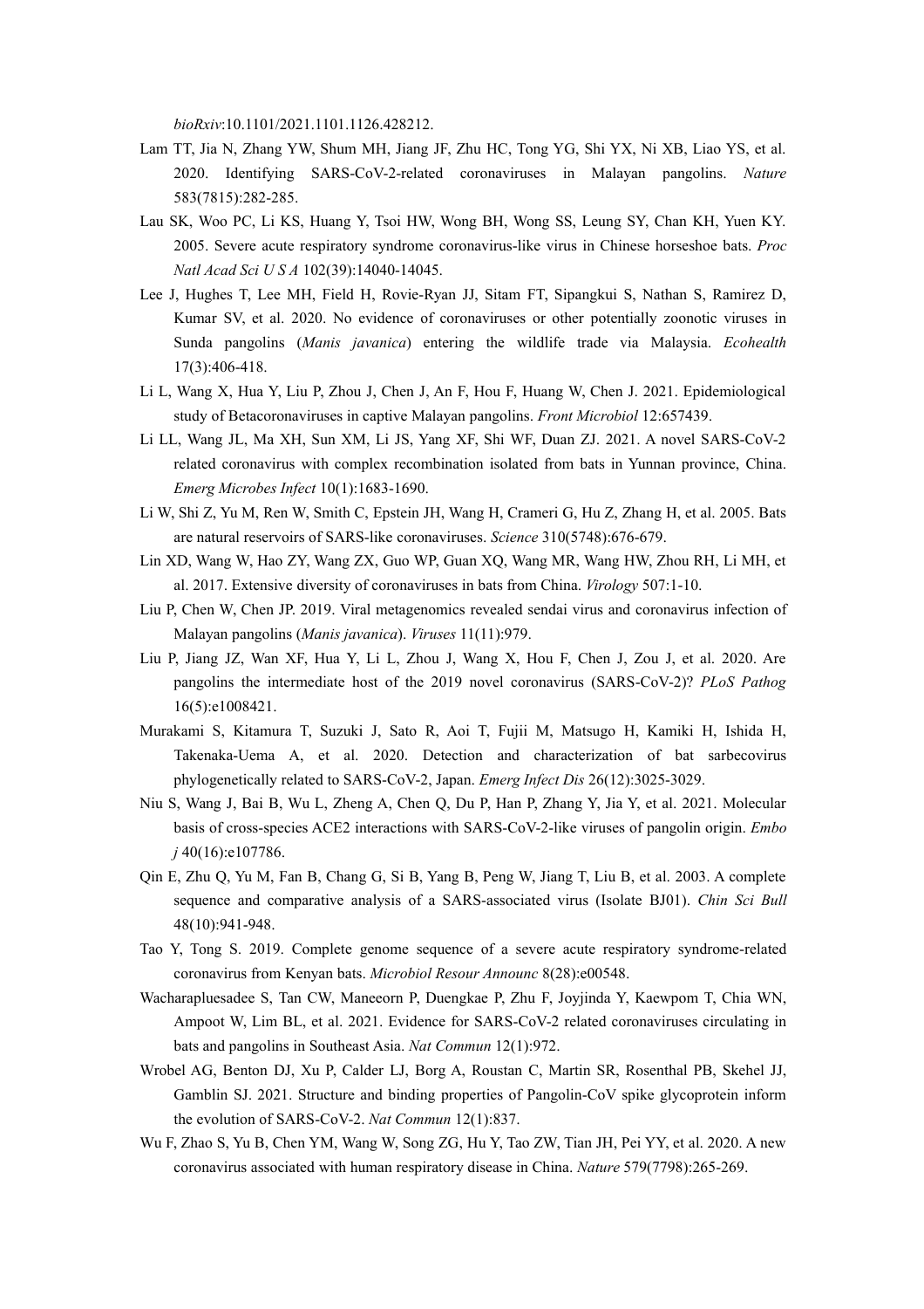*bioRxiv*:10.1101/2021.1101.1126.428212.

Lam TT, Jia N, Zhang YW, Shum MH, Jiang JF, Zhu HC, Tong YG, Shi YX, Ni XB, Liao YS, et al. 2020. Identifying SARS-CoV-2-related coronaviruses in Malayan pangolins. *Nature* 583(7815):282-285.

Lau SK, Woo PC, Li KS, Huang Y, Tsoi HW, Wong BH, Wong SS, Leung SY, Chan KH, Yuen KY. 2005. Severe acute respiratory syndrome coronavirus-like virus in Chinese horseshoe bats. *Proc Natl Acad Sci U S A* 102(39):14040-14045.

Lee J, Hughes T, Lee MH, Field H, Rovie-Ryan JJ, Sitam FT, Sipangkui S, Nathan S, Ramirez D, Kumar SV, et al. 2020. No evidence of coronaviruses or other potentially zoonotic viruses in Sunda pangolins (*Manis javanica*) entering the wildlife trade via Malaysia. *Ecohealth* 17(3):406-418.

Li L, Wang X, Hua Y, Liu P, Zhou J, Chen J, An F, Hou F, Huang W, Chen J. 2021. Epidemiological study of Betacoronaviruses in captive Malayan pangolins. *Front Microbiol* 12:657439.

Li LL, Wang JL, Ma XH, Sun XM, Li JS, Yang XF, Shi WF, Duan ZJ. 2021. A novel SARS-CoV-2 related coronavirus with complex recombination isolated from bats in Yunnan province, China. *Emerg Microbes Infect* 10(1):1683-1690.

Li W, Shi Z, Yu M, Ren W, Smith C, Epstein JH, Wang H, Crameri G, Hu Z, Zhang H, et al. 2005. Bats are natural reservoirs of SARS-like coronaviruses. *Science* 310(5748):676-679.

Lin XD, Wang W, Hao ZY, Wang ZX, Guo WP, Guan XQ, Wang MR, Wang HW, Zhou RH, Li MH, et al. 2017. Extensive diversity of coronaviruses in bats from China. *Virology* 507:1-10.

Liu P, Chen W, Chen JP. 2019. Viral metagenomics revealed sendai virus and coronavirus infection of Malayan pangolins (*Manis javanica*). *Viruses* 11(11):979.

Liu P, Jiang JZ, Wan XF, Hua Y, Li L, Zhou J, Wang X, Hou F, Chen J, Zou J, et al. 2020. Are pangolins the intermediate host of the 2019 novel coronavirus (SARS-CoV-2)? *PLoS Pathog* 16(5):e1008421.

Murakami S, Kitamura T, Suzuki J, Sato R, Aoi T, Fujii M, Matsugo H, Kamiki H, Ishida H, Takenaka-Uema A, et al. 2020. Detection and characterization of bat sarbecovirus phylogenetically related to SARS-CoV-2, Japan. *Emerg Infect Dis* 26(12):3025-3029.

Niu S, Wang J, Bai B, Wu L, Zheng A, Chen Q, Du P, Han P, Zhang Y, Jia Y, et al. 2021. Molecular basis of cross-species ACE2 interactions with SARS-CoV-2-like viruses of pangolin origin. *Embo j* 40(16):e107786.

Qin E, Zhu Q, Yu M, Fan B, Chang G, Si B, Yang B, Peng W, Jiang T, Liu B, et al. 2003. A complete sequence and comparative analysis of a SARS-associated virus (Isolate BJ01). *Chin Sci Bull* 48(10):941-948.

Tao Y, Tong S. 2019. Complete genome sequence of a severe acute respiratory syndrome-related coronavirus from Kenyan bats. *Microbiol Resour Announc* 8(28):e00548.

Wacharapluesadee S, Tan CW, Maneeorn P, Duengkae P, Zhu F, Joyjinda Y, Kaewpom T, Chia WN, Ampoot W, Lim BL, et al. 2021. Evidence for SARS-CoV-2 related coronaviruses circulating in bats and pangolins in Southeast Asia. *Nat Commun* 12(1):972.

Wrobel AG, Benton DJ, Xu P, Calder LJ, Borg A, Roustan C, Martin SR, Rosenthal PB, Skehel JJ, Gamblin SJ. 2021. Structure and binding properties of Pangolin-CoV spike glycoprotein inform the evolution of SARS-CoV-2. *Nat Commun* 12(1):837.

Wu F, Zhao S, Yu B, Chen YM, Wang W, Song ZG, Hu Y, Tao ZW, Tian JH, Pei YY, et al. 2020. A new coronavirus associated with human respiratory disease in China. *Nature* 579(7798):265-269.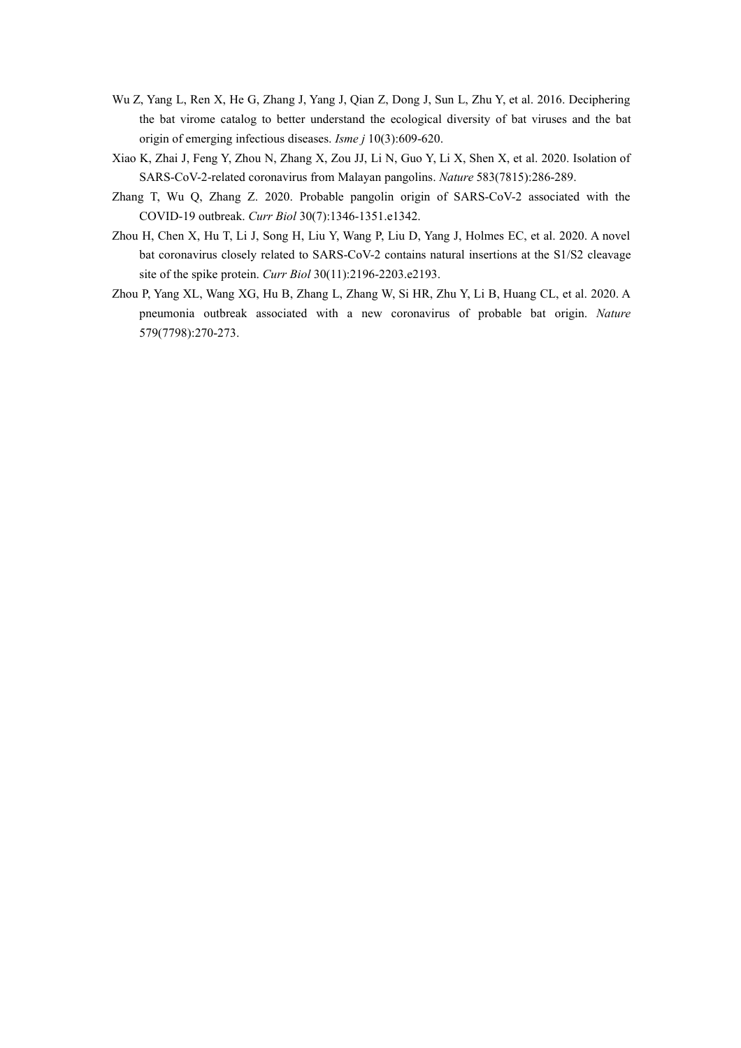Wu Z, Yang L, Ren X, He G, Zhang J, Yang J, Qian Z, Dong J, Sun L, Zhu Y, et al. 2016. Deciphering the bat virome catalog to better understand the ecological diversity of bat viruses and the bat origin of emerging infectious diseases. *Isme j* 10(3):609-620.

Xiao K, Zhai J, Feng Y, Zhou N, Zhang X, Zou JJ, Li N, Guo Y, Li X, Shen X, et al. 2020. Isolation of SARS-CoV-2-related coronavirus from Malayan pangolins. *Nature* 583(7815):286-289.

Zhang T, Wu Q, Zhang Z. 2020. Probable pangolin origin of SARS-CoV-2 associated with the COVID-19 outbreak. *Curr Biol* 30(7):1346-1351.e1342.

Zhou H, Chen X, Hu T, Li J, Song H, Liu Y, Wang P, Liu D, Yang J, Holmes EC, et al. 2020. A novel bat coronavirus closely related to SARS-CoV-2 contains natural insertions at the S1/S2 cleavage site of the spike protein. *Curr Biol* 30(11):2196-2203.e2193.

Zhou P, Yang XL, Wang XG, Hu B, Zhang L, Zhang W, Si HR, Zhu Y, Li B, Huang CL, et al. 2020. A pneumonia outbreak associated with a new coronavirus of probable bat origin. *Nature* 579(7798):270-273.